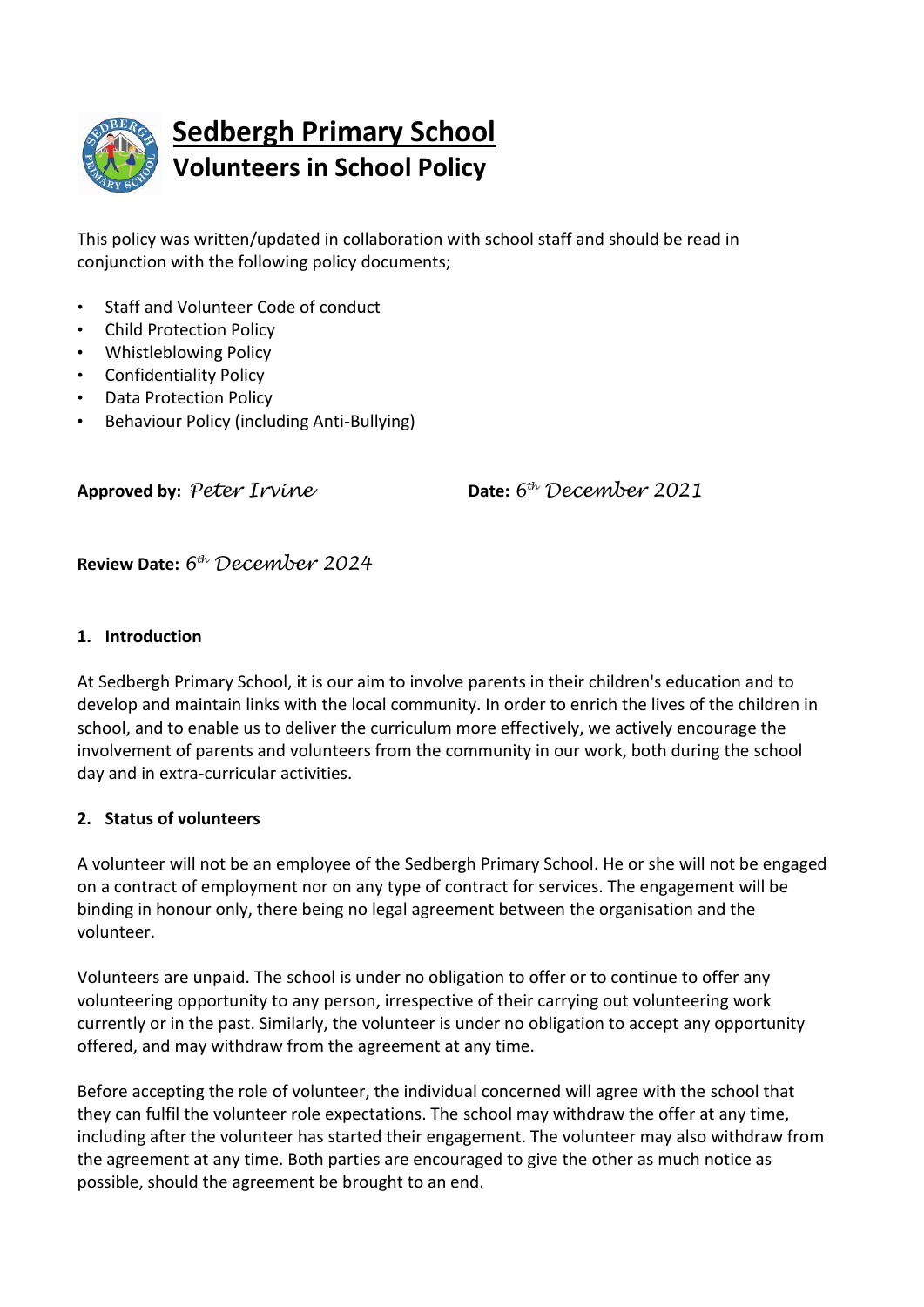# Sedbergh Primary School

## Volunteers in School Policy

This policy was written/updated in collaboration with school staff and should be read in conjunction with the following policy documents;

- Staff and Volunteer Code of conduct
- Child Protection Policy
- Whistleblowing Policy
- Confidentiality Policy
- Data Protection Policy
- Behaviour Policy (including Anti-Bullying)

**Approved by:** *Peter Irvine* **Date:** *6th December 2021*

**Review Date:** *6th December 2024*

### 1. Introduction

At Sedbergh Primary School, it is our aim to involve parents in their children's education and to develop and maintain links with the local community. In order to enrich the lives of the children in school, and to enable us to deliver the curriculum more effectively, we actively encourage the involvement of parents and volunteers from the community in our work, both during the school day and in extra-curricular activities.

### 2. Status of volunteers

A volunteer will not be an employee of the Sedbergh Primary School. He or she will not be engaged on a contract of employment nor on any type of contract for services. The engagement will be binding in honour only, there being no legal agreement between the organisation and the volunteer.

Volunteers are unpaid. The school is under no obligation to offer or to continue to offer any volunteering opportunity to any person, irrespective of their carrying out volunteering work currently or in the past. Similarly, the volunteer is under no obligation to accept any opportunity offered, and may withdraw from the agreement at any time.

Before accepting the role of volunteer, the individual concerned will agree with the school that they can fulfil the volunteer role expectations. The school may withdraw the offer at any time, including after the volunteer has started their engagement. The volunteer may also withdraw from the agreement at any time. Both parties are encouraged to give the other as much notice as possible, should the agreement be brought to an end.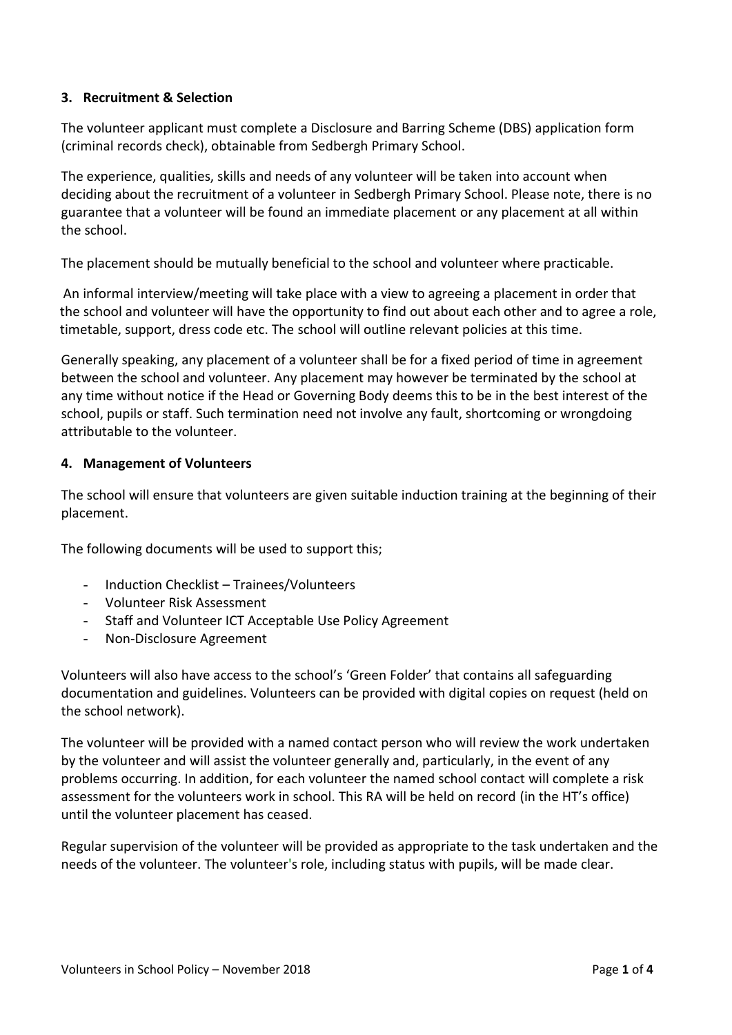### 3. Recruitment & Selection

The volunteer applicant must complete a Disclosure and Barring Scheme (DBS) application form (criminal records check), obtainable from Sedbergh Primary School.

The experience, qualities, skills and needs of any volunteer will be taken into account when deciding about the recruitment of a volunteer in Sedbergh Primary School. Please note, there is no guarantee that a volunteer will be found an immediate placement or any placement at all within the school.

The placement should be mutually beneficial to the school and volunteer where practicable.

An informal interview/meeting will take place with a view to agreeing a placement in order that the school and volunteer will have the opportunity to find out about each other and to agree a role, timetable, support, dress code etc. The school will outline relevant policies at this time.

Generally speaking, any placement of a volunteer shall be for a fixed period of time in agreement between the school and volunteer. Any placement may however be terminated by the school at any time without notice if the Head or Governing Body deems this to be in the best interest of the school, pupils or staff. Such termination need not involve any fault, shortcoming or wrongdoing attributable to the volunteer.

### 4. Management of Volunteers

The school will ensure that volunteers are given suitable induction training at the beginning of their placement.

The following documents will be used to support this;

- Induction Checklist – Trainees/Volunteers
- Volunteer Risk Assessment
- Staff and Volunteer ICT Acceptable Use Policy Agreement
- Non-Disclosure Agreement

Volunteers will also have access to the school's 'Green Folder' that contains all safeguarding documentation and guidelines. Volunteers can be provided with digital copies on request (held on the school network).

The volunteer will be provided with a named contact person who will review the work undertaken by the volunteer and will assist the volunteer generally and, particularly, in the event of any problems occurring. In addition, for each volunteer the named school contact will complete a risk assessment for the volunteers work in school. This RA will be held on record (in the HT's office) until the volunteer placement has ceased.

Regular supervision of the volunteer will be provided as appropriate to the task undertaken and the needs of the volunteer. The volunteer's role, including status with pupils, will be made clear.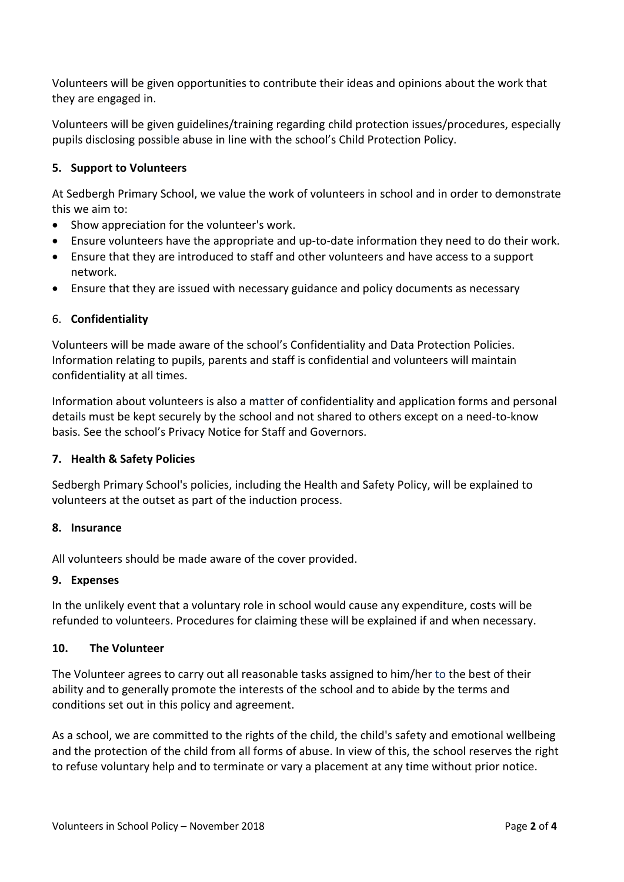Volunteers will be given opportunities to contribute their ideas and opinions about the work that they are engaged in.

Volunteers will be given guidelines/training regarding child protection issues/procedures, especially pupils disclosing possible abuse in line with the school's Child Protection Policy.

### 5. Support to Volunteers

At Sedbergh Primary School, we value the work of volunteers in school and in order to demonstrate this we aim to:

- Show appreciation for the volunteer's work.
- Ensure volunteers have the appropriate and up-to-date information they need to do their work.
- Ensure that they are introduced to staff and other volunteers and have access to a support network.
- Ensure that they are issued with necessary guidance and policy documents as necessary

### 6. Confidentiality

Volunteers will be made aware of the school's Confidentiality and Data Protection Policies. Information relating to pupils, parents and staff is confidential and volunteers will maintain confidentiality at all times.

Information about volunteers is also a matter of confidentiality and application forms and personal details must be kept securely by the school and not shared to others except on a need-to-know basis. See the school's Privacy Notice for Staff and Governors.

### 7. Health & Safety Policies

Sedbergh Primary School's policies, including the Health and Safety Policy, will be explained to volunteers at the outset as part of the induction process.

### 8. Insurance

All volunteers should be made aware of the cover provided.

### 9. Expenses

In the unlikely event that a voluntary role in school would cause any expenditure, costs will be refunded to volunteers. Procedures for claiming these will be explained if and when necessary.

### 10. The Volunteer

The Volunteer agrees to carry out all reasonable tasks assigned to him/her to the best of their ability and to generally promote the interests of the school and to abide by the terms and conditions set out in this policy and agreement.

As a school, we are committed to the rights of the child, the child's safety and emotional wellbeing and the protection of the child from all forms of abuse. In view of this, the school reserves the right to refuse voluntary help and to terminate or vary a placement at any time without prior notice.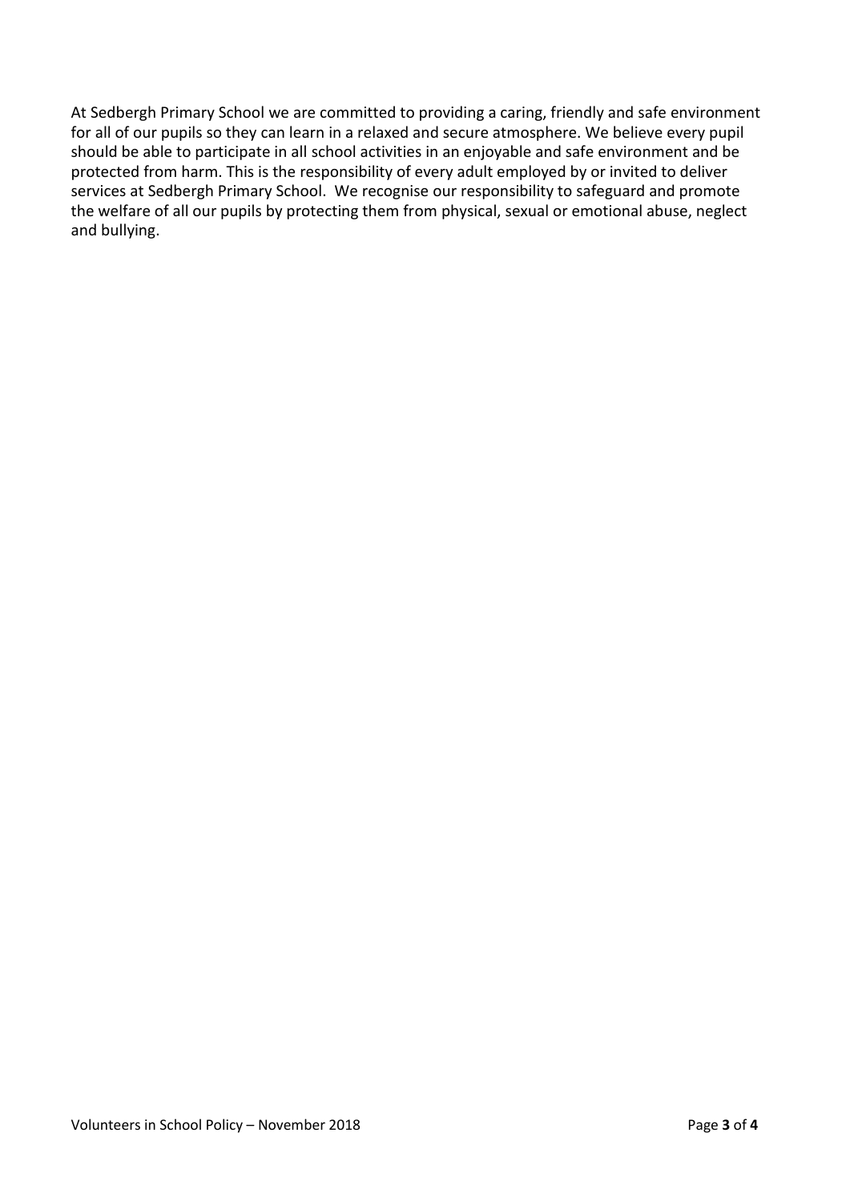At Sedbergh Primary School we are committed to providing a caring, friendly and safe environment for all of our pupils so they can learn in a relaxed and secure atmosphere. We believe every pupil should be able to participate in all school activities in an enjoyable and safe environment and be protected from harm. This is the responsibility of every adult employed by or invited to deliver services at Sedbergh Primary School. We recognise our responsibility to safeguard and promote the welfare of all our pupils by protecting them from physical, sexual or emotional abuse, neglect and bullying.